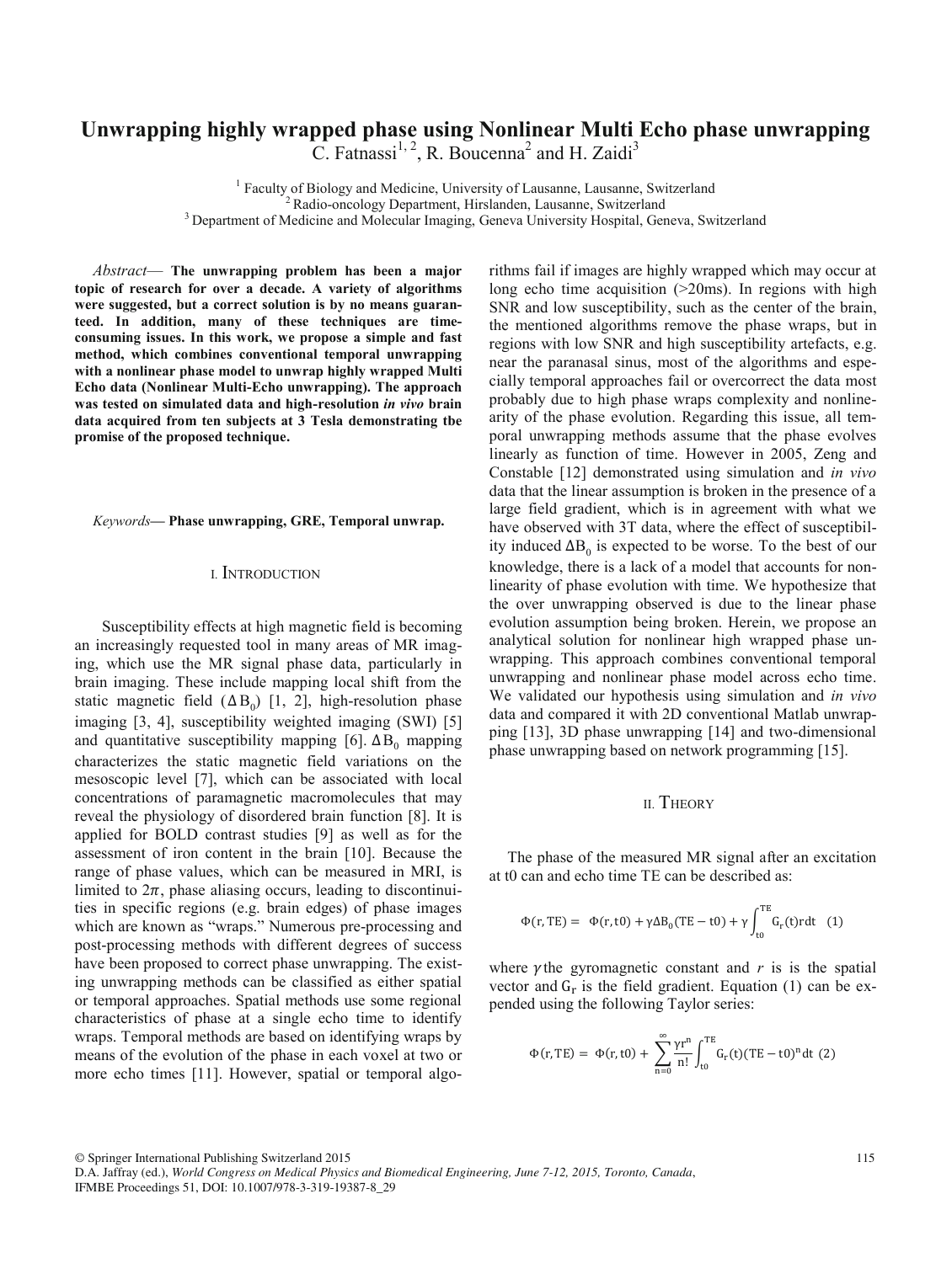# Unwrapping highly wrapped phase using Nonlinear Multi Echo phase unwrapping

C. Fatnassi[1, 2], R. Boucenna[2] and H. Zaidi[3]

[1] Faculty of Biology and Medicine, University of Lausanne, Lausanne, Switzerland
[2] Radio-oncology Department, Hirslanden, Lausanne, Switzerland
[3] Department of Medicine and Molecular Imaging, Geneva University Hospital, Geneva, Switzerland

*Abstract*— **The unwrapping problem has been a major topic of research for over a decade. A variety of algorithms were suggested, but a correct solution is by no means guaranteed. In addition, many of these techniques are time-consuming issues. In this work, we propose a simple and fast method, which combines conventional temporal unwrapping with a nonlinear phase model to unwrap highly wrapped Multi Echo data (Nonlinear Multi-Echo unwrapping). The approach was tested on simulated data and high-resolution *in vivo* brain data acquired from ten subjects at 3 Tesla demonstrating tbe promise of the proposed technique.**

*Keywords*— **Phase unwrapping, GRE, Temporal unwrap.**

## I. Introduction

Susceptibility effects at high magnetic field is becoming an increasingly requested tool in many areas of MR imaging, which use the MR signal phase data, particularly in brain imaging. These include mapping local shift from the static magnetic field ($\Delta B_0$) [1, 2], high-resolution phase imaging [3, 4], susceptibility weighted imaging (SWI) [5] and quantitative susceptibility mapping [6]. $\Delta B_0$ mapping characterizes the static magnetic field variations on the mesoscopic level [7], which can be associated with local concentrations of paramagnetic macromolecules that may reveal the physiology of disordered brain function [8]. It is applied for BOLD contrast studies [9] as well as for the assessment of iron content in the brain [10]. Because the range of phase values, which can be measured in MRI, is limited to $2\pi$, phase aliasing occurs, leading to discontinuities in specific regions (e.g. brain edges) of phase images which are known as "wraps." Numerous pre-processing and post-processing methods with different degrees of success have been proposed to correct phase unwrapping. The existing unwrapping methods can be classified as either spatial or temporal approaches. Spatial methods use some regional characteristics of phase at a single echo time to identify wraps. Temporal methods are based on identifying wraps by means of the evolution of the phase in each voxel at two or more echo times [11]. However, spatial or temporal algorithms fail if images are highly wrapped which may occur at long echo time acquisition (>20ms). In regions with high SNR and low susceptibility, such as the center of the brain, the mentioned algorithms remove the phase wraps, but in regions with low SNR and high susceptibility artefacts, e.g. near the paranasal sinus, most of the algorithms and especially temporal approaches fail or overcorrect the data most probably due to high phase wraps complexity and nonlinearity of the phase evolution. Regarding this issue, all temporal unwrapping methods assume that the phase evolves linearly as function of time. However in 2005, Zeng and Constable [12] demonstrated using simulation and *in vivo* data that the linear assumption is broken in the presence of a large field gradient, which is in agreement with what we have observed with 3T data, where the effect of susceptibility induced $\Delta B_0$ is expected to be worse. To the best of our knowledge, there is a lack of a model that accounts for nonlinearity of phase evolution with time. We hypothesize that the over unwrapping observed is due to the linear phase evolution assumption being broken. Herein, we propose an analytical solution for nonlinear high wrapped phase unwrapping. This approach combines conventional temporal unwrapping and nonlinear phase model across echo time. We validated our hypothesis using simulation and *in vivo* data and compared it with 2D conventional Matlab unwrapping [13], 3D phase unwrapping [14] and two-dimensional phase unwrapping based on network programming [15].

## II. Theory

The phase of the measured MR signal after an excitation at t0 can and echo time TE can be described as:

$$\Phi(\mathrm{r},\mathrm{TE}) = \Phi(\mathrm{r},\mathrm{t0}) + \gamma\Delta\mathrm{B}_0(\mathrm{TE}-\mathrm{t0}) + \gamma\int_{\mathrm{t0}}^{\mathrm{TE}} \mathrm{G_r}(\mathrm{t})\mathrm{r}\,\mathrm{dt} \quad (1)$$

where $\gamma$ the gyromagnetic constant and $r$ is is the spatial vector and $\mathrm{G_r}$ is the field gradient. Equation (1) can be expended using the following Taylor series:

$$\Phi(\mathrm{r},\mathrm{TE}) = \Phi(\mathrm{r},\mathrm{t0}) + \sum_{\mathrm{n}=0}^{\infty}\frac{\gamma \mathrm{r}^{\mathrm{n}}}{\mathrm{n}!}\int_{\mathrm{t0}}^{\mathrm{TE}} \mathrm{G_r}(\mathrm{t})(\mathrm{TE}-\mathrm{t0})^{\mathrm{n}}\mathrm{dt} \quad (2)$$

© Springer International Publishing Switzerland 2015
D.A. Jaffray (ed.), *World Congress on Medical Physics and Biomedical Engineering, June 7-12, 2015, Toronto, Canada*,
IFMBE Proceedings 51, DOI: 10.1007/978-3-319-19387-8_29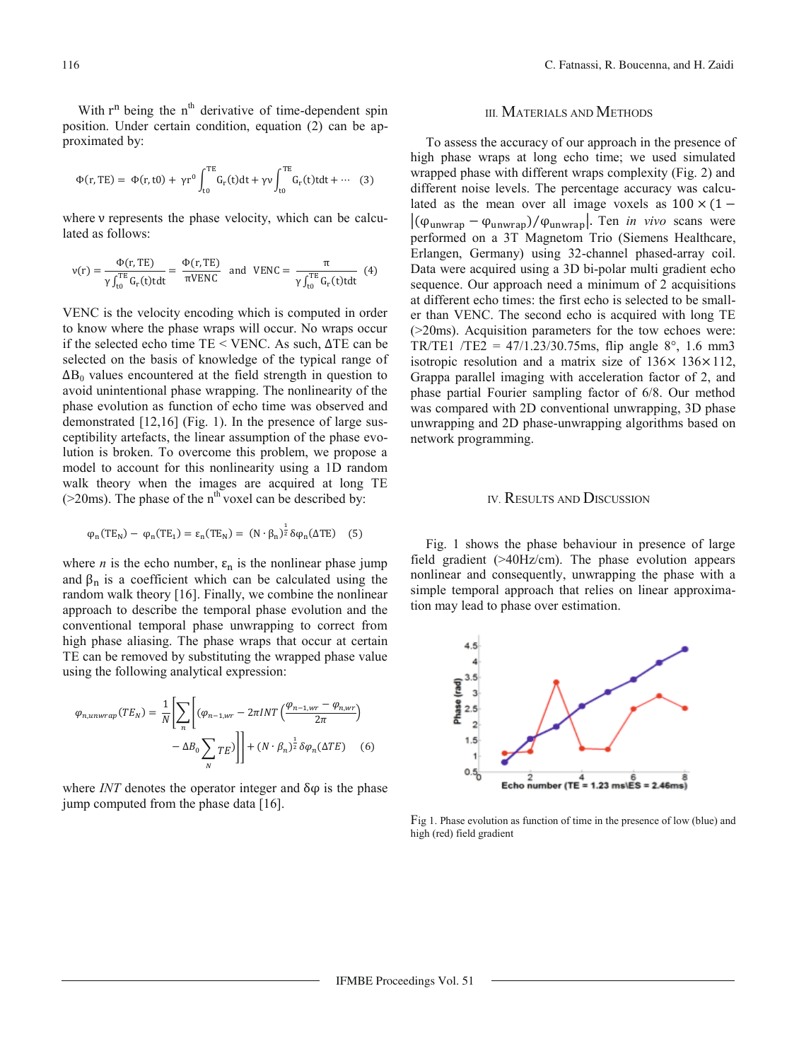With $r^n$ being the $n^{th}$ derivative of time-dependent spin position. Under certain condition, equation (2) can be approximated by:

$$\Phi(r, TE) = \Phi(r, t0) + \gamma r^0 \int_{t0}^{TE} G_r(t)dt + \gamma \nu \int_{t0}^{TE} G_r(t)tdt + \cdots \quad (3)$$

where ν represents the phase velocity, which can be calculated as follows:

$$v(r) = \frac{\Phi(r, TE)}{\gamma \int_{t0}^{TE} G_r(t)tdt} = \frac{\Phi(r, TE)}{\pi VENC} \quad \text{and} \quad VENC = \frac{\pi}{\gamma \int_{t0}^{TE} G_r(t)tdt} \quad (4)$$

VENC is the velocity encoding which is computed in order to know where the phase wraps will occur. No wraps occur if the selected echo time TE < VENC. As such, ΔTE can be selected on the basis of knowledge of the typical range of $\Delta B_0$ values encountered at the field strength in question to avoid unintentional phase wrapping. The nonlinearity of the phase evolution as function of echo time was observed and demonstrated [12,16] (Fig. 1). In the presence of large susceptibility artefacts, the linear assumption of the phase evolution is broken. To overcome this problem, we propose a model to account for this nonlinearity using a 1D random walk theory when the images are acquired at long TE (>20ms). The phase of the $n^{th}$ voxel can be described by:

$$\varphi_n(TE_N) - \varphi_n(TE_1) = \varepsilon_n(TE_N) = (N \cdot \beta_n)^{\frac{1}{2}} \delta\varphi_n(\Delta TE) \quad (5)$$

where *n* is the echo number, $\varepsilon_n$ is the nonlinear phase jump and $\beta_n$ is a coefficient which can be calculated using the random walk theory [16]. Finally, we combine the nonlinear approach to describe the temporal phase evolution and the conventional temporal phase unwrapping to correct from high phase aliasing. The phase wraps that occur at certain TE can be removed by substituting the wrapped phase value using the following analytical expression:

$$\varphi_{n,unwrap}(TE_N) = \frac{1}{N}\left[\sum_n \left[\left(\varphi_{n-1,wr} - 2\pi INT\left(\frac{\varphi_{n-1,wr} - \varphi_{n,wr}}{2\pi}\right) - \Delta B_0 \sum_N TE\right)\right]\right] + (N \cdot \beta_n)^{\frac{1}{2}} \delta\varphi_n(\Delta TE) \quad (6)$$

where *INT* denotes the operator integer and δφ is the phase jump computed from the phase data [16].

## III. Materials and Methods

To assess the accuracy of our approach in the presence of high phase wraps at long echo time; we used simulated wrapped phase with different wraps complexity (Fig. 2) and different noise levels. The percentage accuracy was calculated as the mean over all image voxels as $100 \times (1 - |(\varphi_{unwrap} - \varphi_{unwrap})/\varphi_{unwrap}|$. Ten *in vivo* scans were performed on a 3T Magnetom Trio (Siemens Healthcare, Erlangen, Germany) using 32-channel phased-array coil. Data were acquired using a 3D bi-polar multi gradient echo sequence. Our approach need a minimum of 2 acquisitions at different echo times: the first echo is selected to be smaller than VENC. The second echo is acquired with long TE (>20ms). Acquisition parameters for the tow echoes were: TR/TE1 /TE2 = 47/1.23/30.75ms, flip angle 8°, 1.6 mm3 isotropic resolution and a matrix size of 136× 136×112, Grappa parallel imaging with acceleration factor of 2, and phase partial Fourier sampling factor of 6/8. Our method was compared with 2D conventional unwrapping, 3D phase unwrapping and 2D phase-unwrapping algorithms based on network programming.

## IV. Results and Discussion

Fig. 1 shows the phase behaviour in presence of large field gradient (>40Hz/cm). The phase evolution appears nonlinear and consequently, unwrapping the phase with a simple temporal approach that relies on linear approximation may lead to phase over estimation.

Fig 1. Phase evolution as function of time in the presence of low (blue) and high (red) field gradient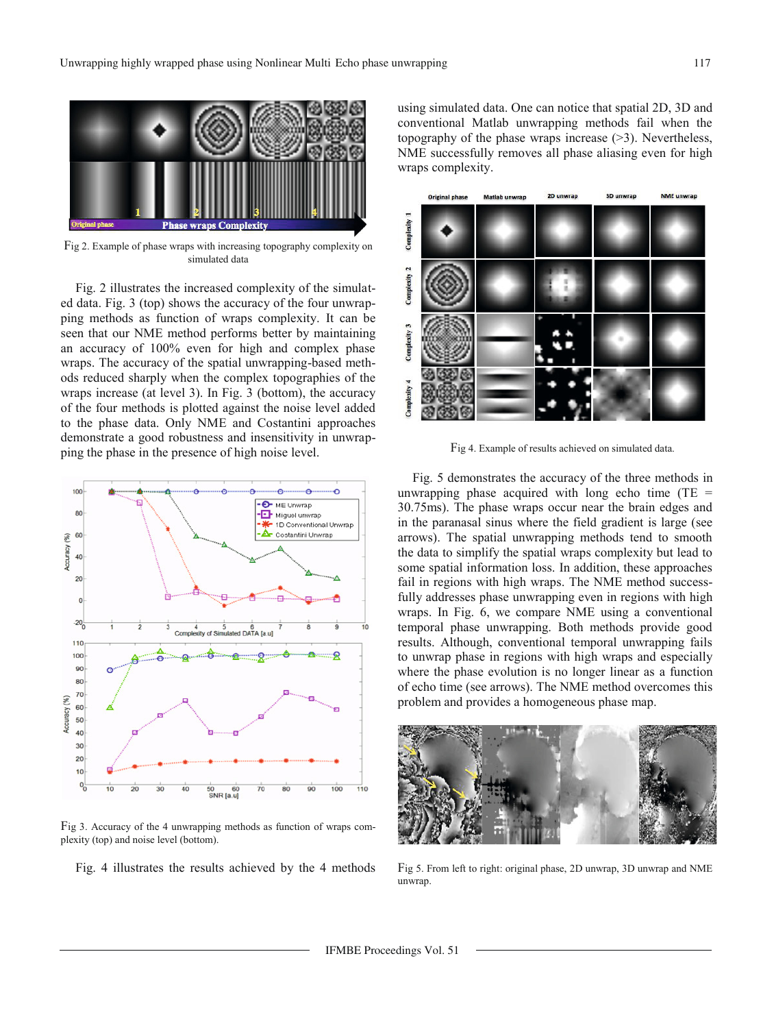Fig 2. Example of phase wraps with increasing topography complexity on simulated data

Fig. 2 illustrates the increased complexity of the simulated data. Fig. 3 (top) shows the accuracy of the four unwrapping methods as function of wraps complexity. It can be seen that our NME method performs better by maintaining an accuracy of 100% even for high and complex phase wraps. The accuracy of the spatial unwrapping-based methods reduced sharply when the complex topographies of the wraps increase (at level 3). In Fig. 3 (bottom), the accuracy of the four methods is plotted against the noise level added to the phase data. Only NME and Costantini approaches demonstrate a good robustness and insensitivity in unwrapping the phase in the presence of high noise level.

Fig 3. Accuracy of the 4 unwrapping methods as function of wraps complexity (top) and noise level (bottom).

Fig. 4 illustrates the results achieved by the 4 methods using simulated data. One can notice that spatial 2D, 3D and conventional Matlab unwrapping methods fail when the topography of the phase wraps increase (>3). Nevertheless, NME successfully removes all phase aliasing even for high wraps complexity.

Fig 4. Example of results achieved on simulated data.

Fig. 5 demonstrates the accuracy of the three methods in unwrapping phase acquired with long echo time (TE = 30.75ms). The phase wraps occur near the brain edges and in the paranasal sinus where the field gradient is large (see arrows). The spatial unwrapping methods tend to smooth the data to simplify the spatial wraps complexity but lead to some spatial information loss. In addition, these approaches fail in regions with high wraps. The NME method successfully addresses phase unwrapping even in regions with high wraps. In Fig. 6, we compare NME using a conventional temporal phase unwrapping. Both methods provide good results. Although, conventional temporal unwrapping fails to unwrap phase in regions with high wraps and especially where the phase evolution is no longer linear as a function of echo time (see arrows). The NME method overcomes this problem and provides a homogeneous phase map.

Fig 5. From left to right: original phase, 2D unwrap, 3D unwrap and NME unwrap.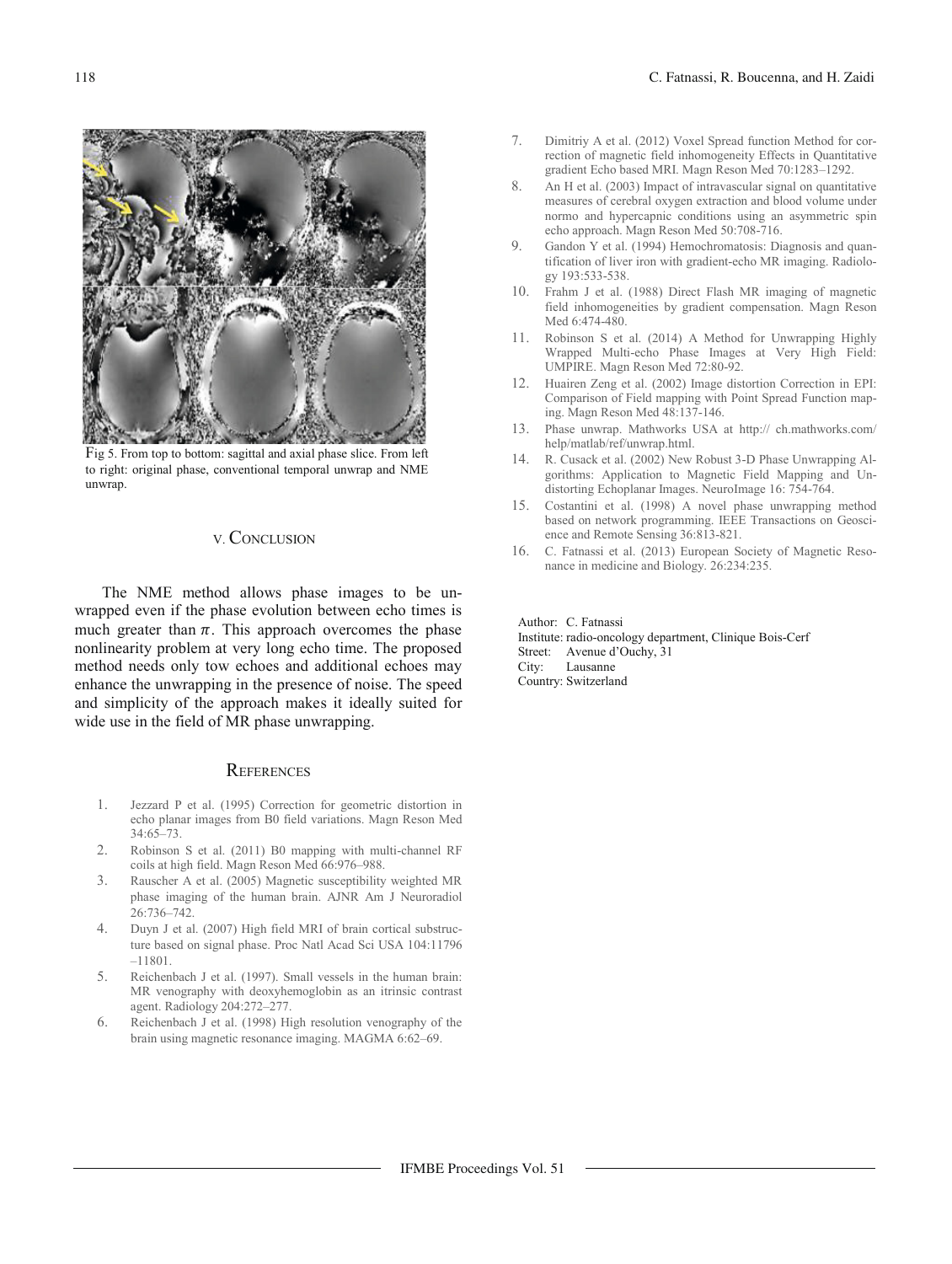Fig 5. From top to bottom: sagittal and axial phase slice. From left to right: original phase, conventional temporal unwrap and NME unwrap.

## V. CONCLUSION

The NME method allows phase images to be unwrapped even if the phase evolution between echo times is much greater than $\pi$. This approach overcomes the phase nonlinearity problem at very long echo time. The proposed method needs only tow echoes and additional echoes may enhance the unwrapping in the presence of noise. The speed and simplicity of the approach makes it ideally suited for wide use in the field of MR phase unwrapping.

## REFERENCES

1. Jezzard P et al. (1995) Correction for geometric distortion in echo planar images from B0 field variations. Magn Reson Med 34:65–73.
2. Robinson S et al. (2011) B0 mapping with multi-channel RF coils at high field. Magn Reson Med 66:976–988.
3. Rauscher A et al. (2005) Magnetic susceptibility weighted MR phase imaging of the human brain. AJNR Am J Neuroradiol 26:736–742.
4. Duyn J et al. (2007) High field MRI of brain cortical substructure based on signal phase. Proc Natl Acad Sci USA 104:11796 –11801.
5. Reichenbach J et al. (1997). Small vessels in the human brain: MR venography with deoxyhemoglobin as an itrinsic contrast agent. Radiology 204:272–277.
6. Reichenbach J et al. (1998) High resolution venography of the brain using magnetic resonance imaging. MAGMA 6:62–69.
7. Dimitriy A et al. (2012) Voxel Spread function Method for correction of magnetic field inhomogeneity Effects in Quantitative gradient Echo based MRI. Magn Reson Med 70:1283–1292.
8. An H et al. (2003) Impact of intravascular signal on quantitative measures of cerebral oxygen extraction and blood volume under normo and hypercapnic conditions using an asymmetric spin echo approach. Magn Reson Med 50:708-716.
9. Gandon Y et al. (1994) Hemochromatosis: Diagnosis and quantification of liver iron with gradient-echo MR imaging. Radiology 193:533-538.
10. Frahm J et al. (1988) Direct Flash MR imaging of magnetic field inhomogeneities by gradient compensation. Magn Reson Med 6:474-480.
11. Robinson S et al. (2014) A Method for Unwrapping Highly Wrapped Multi-echo Phase Images at Very High Field: UMPIRE. Magn Reson Med 72:80-92.
12. Huairen Zeng et al. (2002) Image distortion Correction in EPI: Comparison of Field mapping with Point Spread Function mapping. Magn Reson Med 48:137-146.
13. Phase unwrap. Mathworks USA at http:// ch.mathworks.com/help/matlab/ref/unwrap.html.
14. R. Cusack et al. (2002) New Robust 3-D Phase Unwrapping Algorithms: Application to Magnetic Field Mapping and Undistorting Echoplanar Images. NeuroImage 16: 754-764.
15. Costantini et al. (1998) A novel phase unwrapping method based on network programming. IEEE Transactions on Geoscience and Remote Sensing 36:813-821.
16. C. Fatnassi et al. (2013) European Society of Magnetic Resonance in medicine and Biology. 26:234:235.

Author: C. Fatnassi
Institute: radio-oncology department, Clinique Bois-Cerf
Street: Avenue d'Ouchy, 31
City: Lausanne
Country: Switzerland